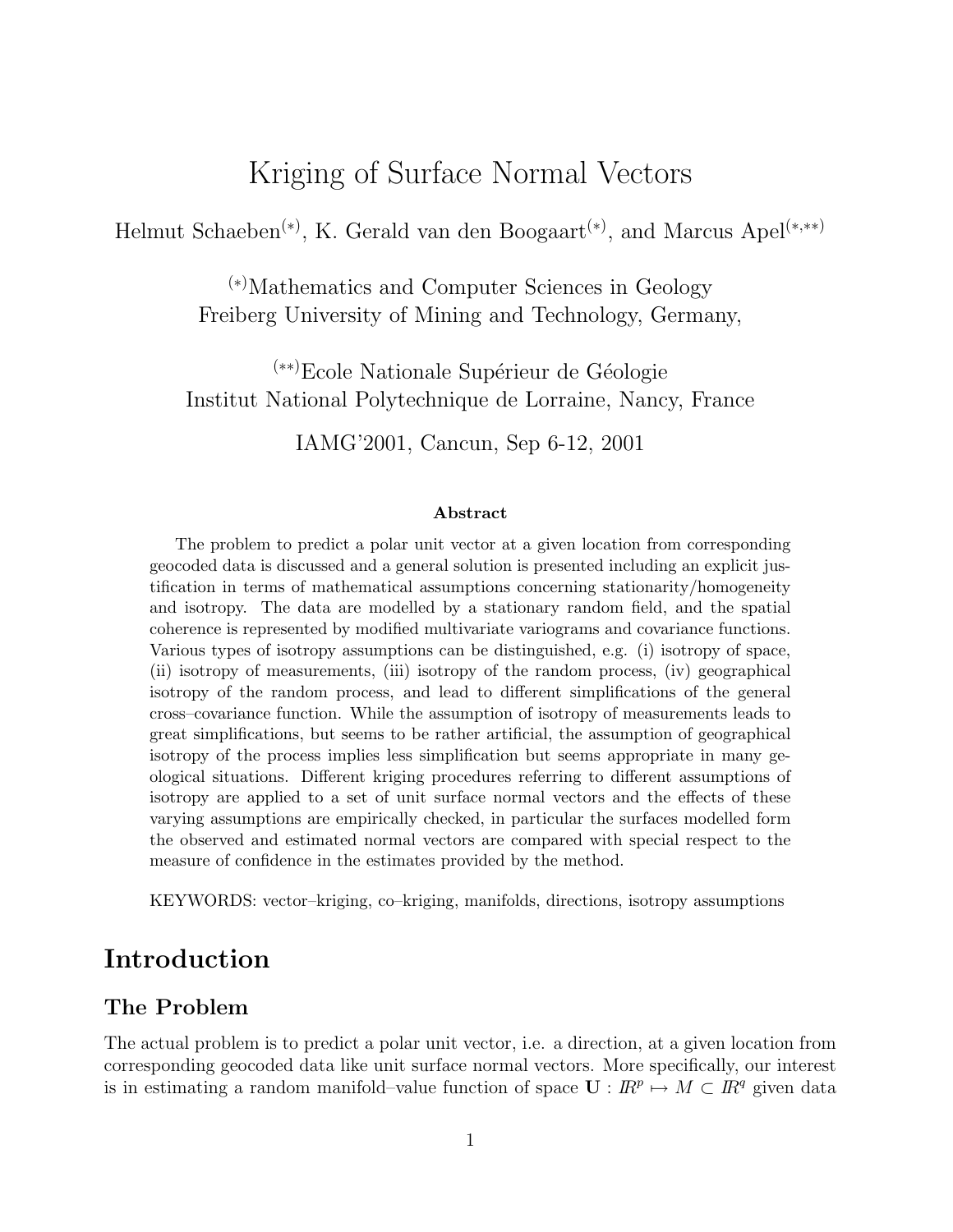# Kriging of Surface Normal Vectors

Helmut Schaeben[(*)], K. Gerald van den Boogaart[(*)], and Marcus Apel[(*,**)]

[(*)]Mathematics and Computer Sciences in Geology
Freiberg University of Mining and Technology, Germany,

[(**)]Ecole Nationale Supérieur de Géologie
Institut National Polytechnique de Lorraine, Nancy, France

IAMG'2001, Cancun, Sep 6-12, 2001

#### Abstract

The problem to predict a polar unit vector at a given location from corresponding geocoded data is discussed and a general solution is presented including an explicit justification in terms of mathematical assumptions concerning stationarity/homogeneity and isotropy. The data are modelled by a stationary random field, and the spatial coherence is represented by modified multivariate variograms and covariance functions. Various types of isotropy assumptions can be distinguished, e.g. (i) isotropy of space, (ii) isotropy of measurements, (iii) isotropy of the random process, (iv) geographical isotropy of the random process, and lead to different simplifications of the general cross–covariance function. While the assumption of isotropy of measurements leads to great simplifications, but seems to be rather artificial, the assumption of geographical isotropy of the process implies less simplification but seems appropriate in many geological situations. Different kriging procedures referring to different assumptions of isotropy are applied to a set of unit surface normal vectors and the effects of these varying assumptions are empirically checked, in particular the surfaces modelled form the observed and estimated normal vectors are compared with special respect to the measure of confidence in the estimates provided by the method.

KEYWORDS: vector–kriging, co–kriging, manifolds, directions, isotropy assumptions

## Introduction

### The Problem

The actual problem is to predict a polar unit vector, i.e. a direction, at a given location from corresponding geocoded data like unit surface normal vectors. More specifically, our interest is in estimating a random manifold–value function of space $\mathbf{U} : I\!R^p \mapsto M \subset I\!R^q$ given data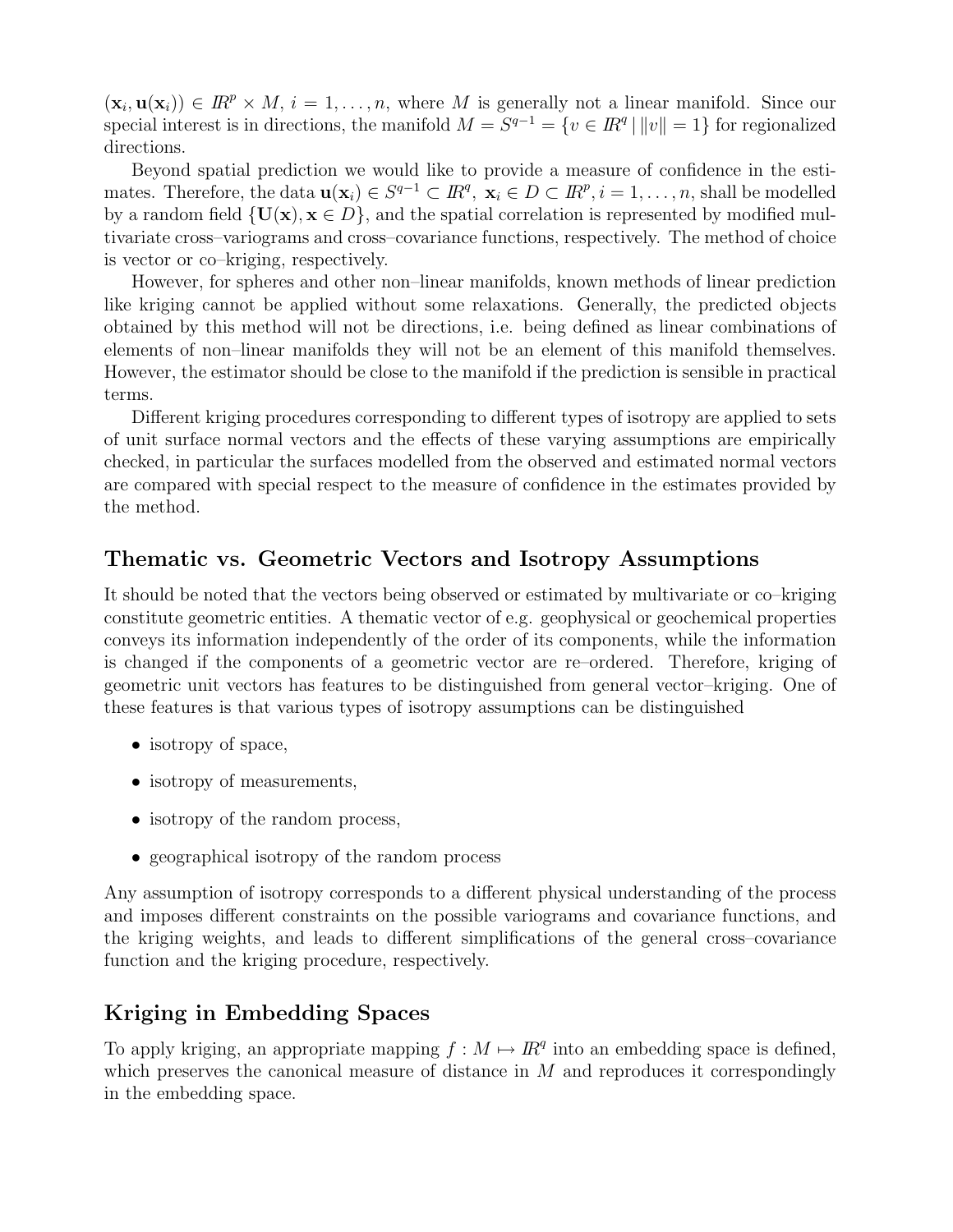$(\mathbf{x}_i, \mathbf{u}(\mathbf{x}_i)) \in I\!R^p \times M$, $i = 1, \ldots, n$, where $M$ is generally not a linear manifold. Since our special interest is in directions, the manifold $M = S^{q-1} = \{v \in I\!R^q \mid \|v\| = 1\}$ for regionalized directions.

Beyond spatial prediction we would like to provide a measure of confidence in the estimates. Therefore, the data $\mathbf{u}(\mathbf{x}_i) \in S^{q-1} \subset I\!R^q$, $\mathbf{x}_i \in D \subset I\!R^p, i = 1, \ldots, n$, shall be modelled by a random field $\{\mathbf{U}(\mathbf{x}), \mathbf{x} \in D\}$, and the spatial correlation is represented by modified multivariate cross–variograms and cross–covariance functions, respectively. The method of choice is vector or co–kriging, respectively.

However, for spheres and other non–linear manifolds, known methods of linear prediction like kriging cannot be applied without some relaxations. Generally, the predicted objects obtained by this method will not be directions, i.e. being defined as linear combinations of elements of non–linear manifolds they will not be an element of this manifold themselves. However, the estimator should be close to the manifold if the prediction is sensible in practical terms.

Different kriging procedures corresponding to different types of isotropy are applied to sets of unit surface normal vectors and the effects of these varying assumptions are empirically checked, in particular the surfaces modelled from the observed and estimated normal vectors are compared with special respect to the measure of confidence in the estimates provided by the method.

## Thematic vs. Geometric Vectors and Isotropy Assumptions

It should be noted that the vectors being observed or estimated by multivariate or co–kriging constitute geometric entities. A thematic vector of e.g. geophysical or geochemical properties conveys its information independently of the order of its components, while the information is changed if the components of a geometric vector are re–ordered. Therefore, kriging of geometric unit vectors has features to be distinguished from general vector–kriging. One of these features is that various types of isotropy assumptions can be distinguished

- isotropy of space,
- isotropy of measurements,
- isotropy of the random process,
- geographical isotropy of the random process

Any assumption of isotropy corresponds to a different physical understanding of the process and imposes different constraints on the possible variograms and covariance functions, and the kriging weights, and leads to different simplifications of the general cross–covariance function and the kriging procedure, respectively.

## Kriging in Embedding Spaces

To apply kriging, an appropriate mapping $f : M \mapsto I\!R^q$ into an embedding space is defined, which preserves the canonical measure of distance in $M$ and reproduces it correspondingly in the embedding space.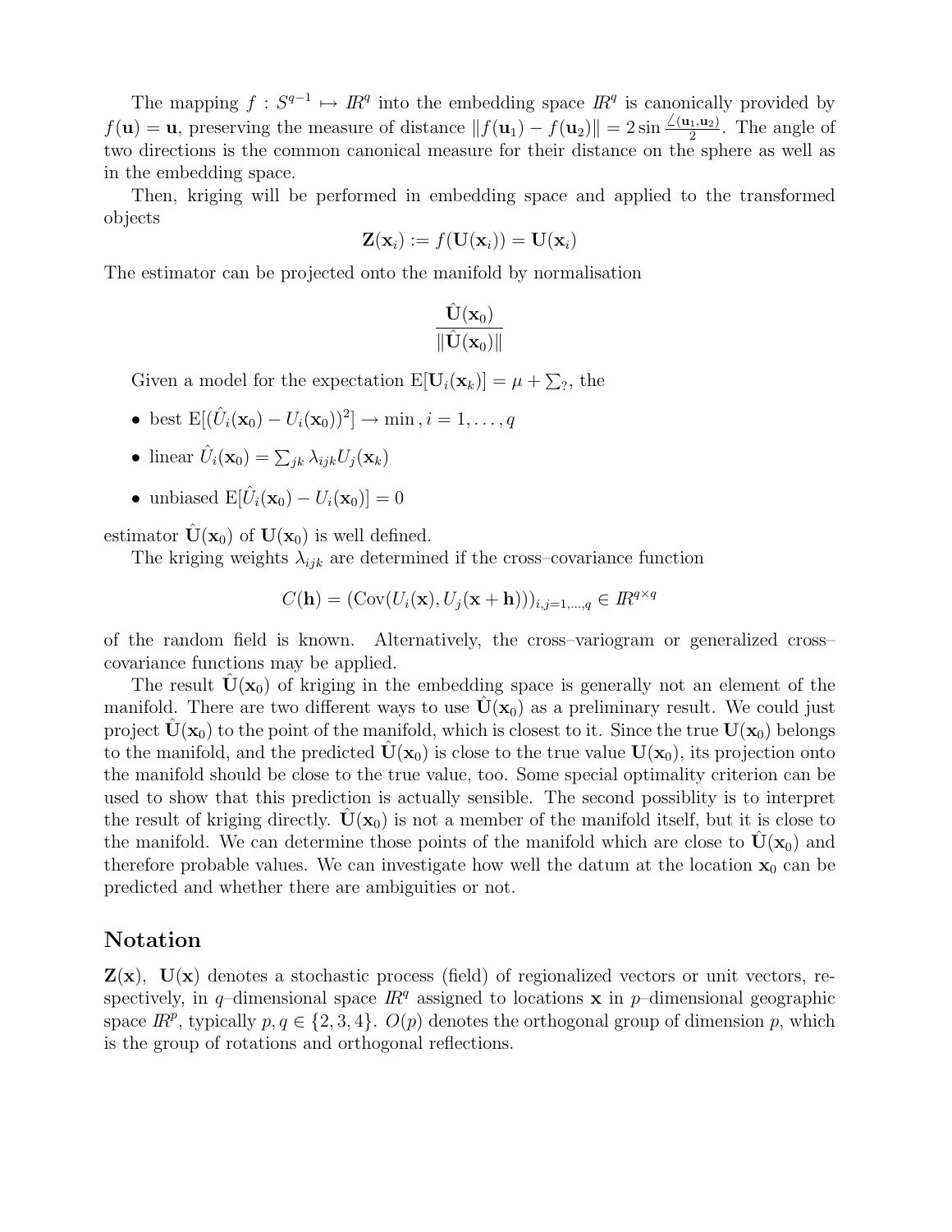The mapping $f : S^{q-1} \mapsto I\!R^q$ into the embedding space $I\!R^q$ is canonically provided by $f(\mathbf{u}) = \mathbf{u}$, preserving the measure of distance $\|f(\mathbf{u}_1) - f(\mathbf{u}_2)\| = 2 \sin \frac{\angle(\mathbf{u}_1, \mathbf{u}_2)}{2}$. The angle of two directions is the common canonical measure for their distance on the sphere as well as in the embedding space.

Then, kriging will be performed in embedding space and applied to the transformed objects

$$\mathbf{Z}(\mathbf{x}_i) := f(\mathbf{U}(\mathbf{x}_i)) = \mathbf{U}(\mathbf{x}_i)$$

The estimator can be projected onto the manifold by normalisation

$$\frac{\hat{\mathbf{U}}(\mathbf{x}_0)}{\|\hat{\mathbf{U}}(\mathbf{x}_0)\|}$$

Given a model for the expectation $\mathrm{E}[\mathbf{U}_i(\mathbf{x}_k)] = \mu + \sum_?$, the

- best $\mathrm{E}[(\hat{U}_i(\mathbf{x}_0) - U_i(\mathbf{x}_0))^2] \to \min, i = 1, \ldots, q$
- linear $\hat{U}_i(\mathbf{x}_0) = \sum_{jk} \lambda_{ijk} U_j(\mathbf{x}_k)$
- unbiased $\mathrm{E}[\hat{U}_i(\mathbf{x}_0) - U_i(\mathbf{x}_0)] = 0$

estimator $\hat{\mathbf{U}}(\mathbf{x}_0)$ of $\mathbf{U}(\mathbf{x}_0)$ is well defined.

The kriging weights $\lambda_{ijk}$ are determined if the cross–covariance function

$$C(\mathbf{h}) = (\mathrm{Cov}(U_i(\mathbf{x}), U_j(\mathbf{x} + \mathbf{h})))_{i,j=1,\ldots,q} \in I\!R^{q \times q}$$

of the random field is known. Alternatively, the cross–variogram or generalized cross–covariance functions may be applied.

The result $\hat{\mathbf{U}}(\mathbf{x}_0)$ of kriging in the embedding space is generally not an element of the manifold. There are two different ways to use $\hat{\mathbf{U}}(\mathbf{x}_0)$ as a preliminary result. We could just project $\hat{\mathbf{U}}(\mathbf{x}_0)$ to the point of the manifold, which is closest to it. Since the true $\mathbf{U}(\mathbf{x}_0)$ belongs to the manifold, and the predicted $\hat{\mathbf{U}}(\mathbf{x}_0)$ is close to the true value $\mathbf{U}(\mathbf{x}_0)$, its projection onto the manifold should be close to the true value, too. Some special optimality criterion can be used to show that this prediction is actually sensible. The second possiblity is to interpret the result of kriging directly. $\hat{\mathbf{U}}(\mathbf{x}_0)$ is not a member of the manifold itself, but it is close to the manifold. We can determine those points of the manifold which are close to $\hat{\mathbf{U}}(\mathbf{x}_0)$ and therefore probable values. We can investigate how well the datum at the location $\mathbf{x}_0$ can be predicted and whether there are ambiguities or not.

## Notation

$\mathbf{Z}(\mathbf{x})$, $\mathbf{U}(\mathbf{x})$ denotes a stochastic process (field) of regionalized vectors or unit vectors, respectively, in $q$–dimensional space $I\!R^q$ assigned to locations $\mathbf{x}$ in $p$–dimensional geographic space $I\!R^p$, typically $p, q \in \{2, 3, 4\}$. $O(p)$ denotes the orthogonal group of dimension $p$, which is the group of rotations and orthogonal reflections.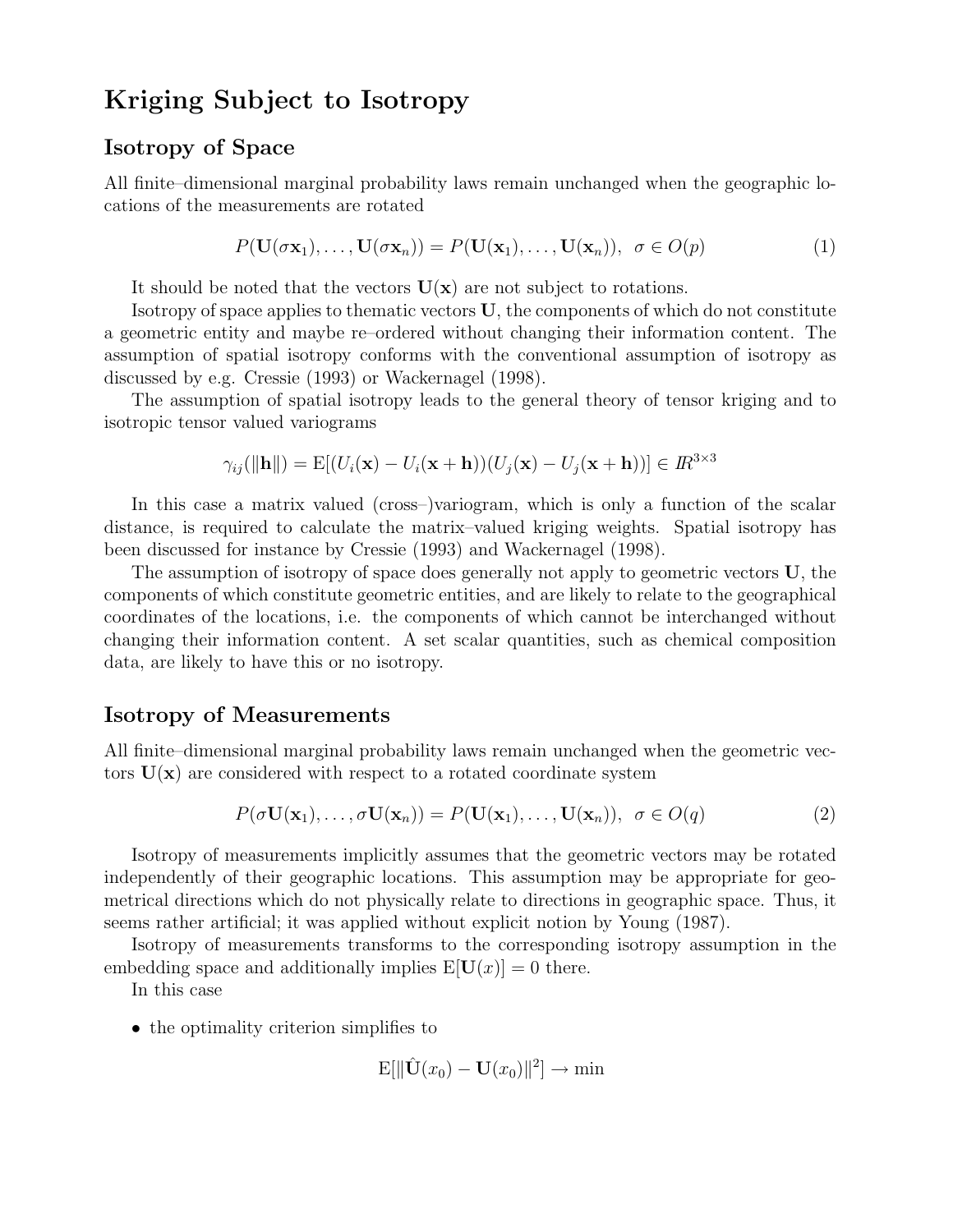# Kriging Subject to Isotropy

## Isotropy of Space

All finite–dimensional marginal probability laws remain unchanged when the geographic locations of the measurements are rotated

$$P(\mathbf{U}(\sigma\mathbf{x}_1), \ldots, \mathbf{U}(\sigma\mathbf{x}_n)) = P(\mathbf{U}(\mathbf{x}_1), \ldots, \mathbf{U}(\mathbf{x}_n)), \;\; \sigma \in O(p) \tag{1}$$

It should be noted that the vectors $\mathbf{U}(\mathbf{x})$ are not subject to rotations.

Isotropy of space applies to thematic vectors $\mathbf{U}$, the components of which do not constitute a geometric entity and maybe re–ordered without changing their information content. The assumption of spatial isotropy conforms with the conventional assumption of isotropy as discussed by e.g. Cressie (1993) or Wackernagel (1998).

The assumption of spatial isotropy leads to the general theory of tensor kriging and to isotropic tensor valued variograms

$$\gamma_{ij}(\|\mathbf{h}\|) = \mathrm{E}[(U_i(\mathbf{x}) - U_i(\mathbf{x}+\mathbf{h}))(U_j(\mathbf{x}) - U_j(\mathbf{x}+\mathbf{h}))] \in I\!R^{3\times 3}$$

In this case a matrix valued (cross–)variogram, which is only a function of the scalar distance, is required to calculate the matrix–valued kriging weights. Spatial isotropy has been discussed for instance by Cressie (1993) and Wackernagel (1998).

The assumption of isotropy of space does generally not apply to geometric vectors $\mathbf{U}$, the components of which constitute geometric entities, and are likely to relate to the geographical coordinates of the locations, i.e. the components of which cannot be interchanged without changing their information content. A set scalar quantities, such as chemical composition data, are likely to have this or no isotropy.

## Isotropy of Measurements

All finite–dimensional marginal probability laws remain unchanged when the geometric vectors $\mathbf{U}(\mathbf{x})$ are considered with respect to a rotated coordinate system

$$P(\sigma\mathbf{U}(\mathbf{x}_1), \ldots, \sigma\mathbf{U}(\mathbf{x}_n)) = P(\mathbf{U}(\mathbf{x}_1), \ldots, \mathbf{U}(\mathbf{x}_n)), \;\; \sigma \in O(q) \tag{2}$$

Isotropy of measurements implicitly assumes that the geometric vectors may be rotated independently of their geographic locations. This assumption may be appropriate for geometrical directions which do not physically relate to directions in geographic space. Thus, it seems rather artificial; it was applied without explicit notion by Young (1987).

Isotropy of measurements transforms to the corresponding isotropy assumption in the embedding space and additionally implies $\mathrm{E}[\mathbf{U}(x)] = 0$ there.

In this case

- the optimality criterion simplifies to

$$\mathrm{E}[\|\hat{\mathbf{U}}(x_0) - \mathbf{U}(x_0)\|^2] \to \min$$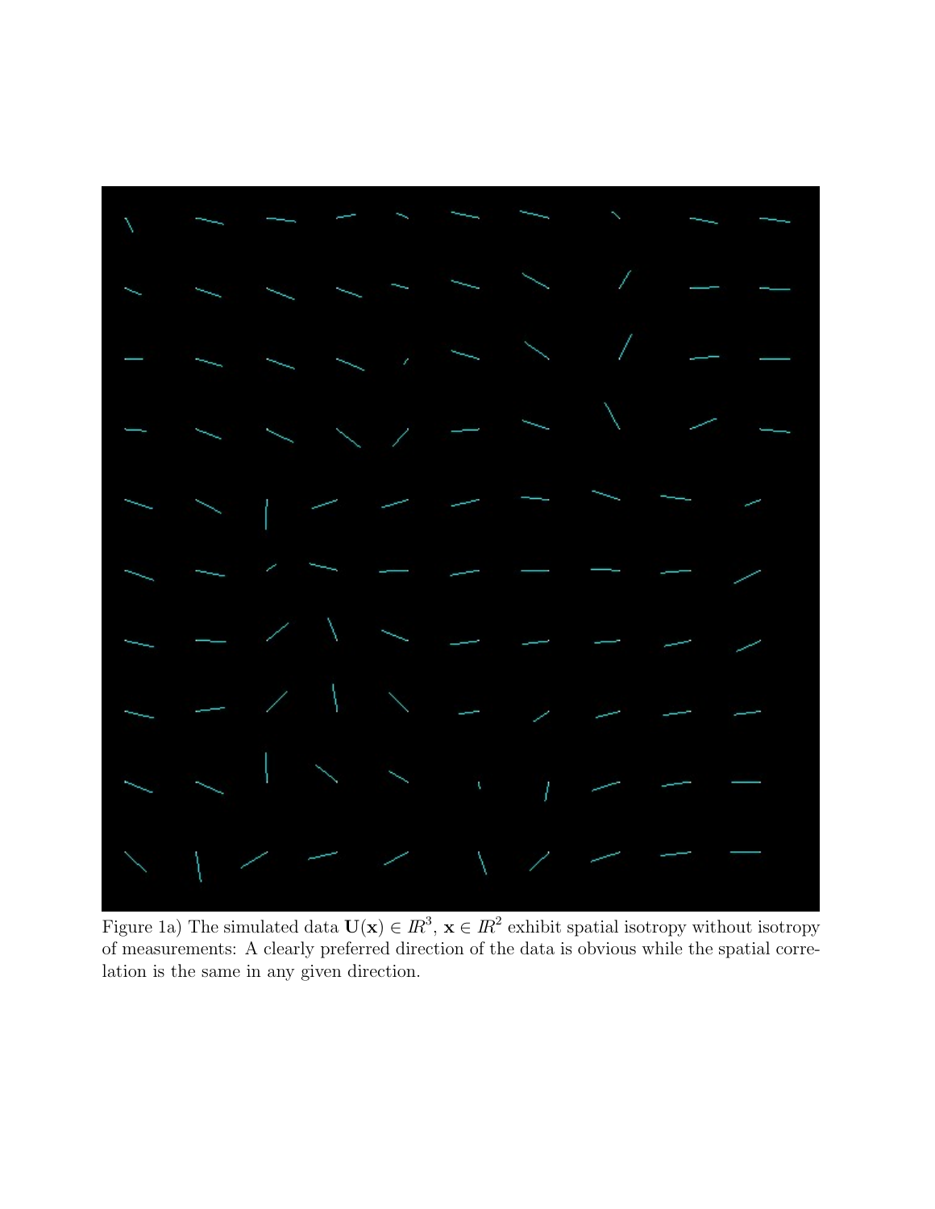Figure 1a) The simulated data $\mathbf{U}(\mathbf{x}) \in I\!R^3$, $\mathbf{x} \in I\!R^2$ exhibit spatial isotropy without isotropy of measurements: A clearly preferred direction of the data is obvious while the spatial correlation is the same in any given direction.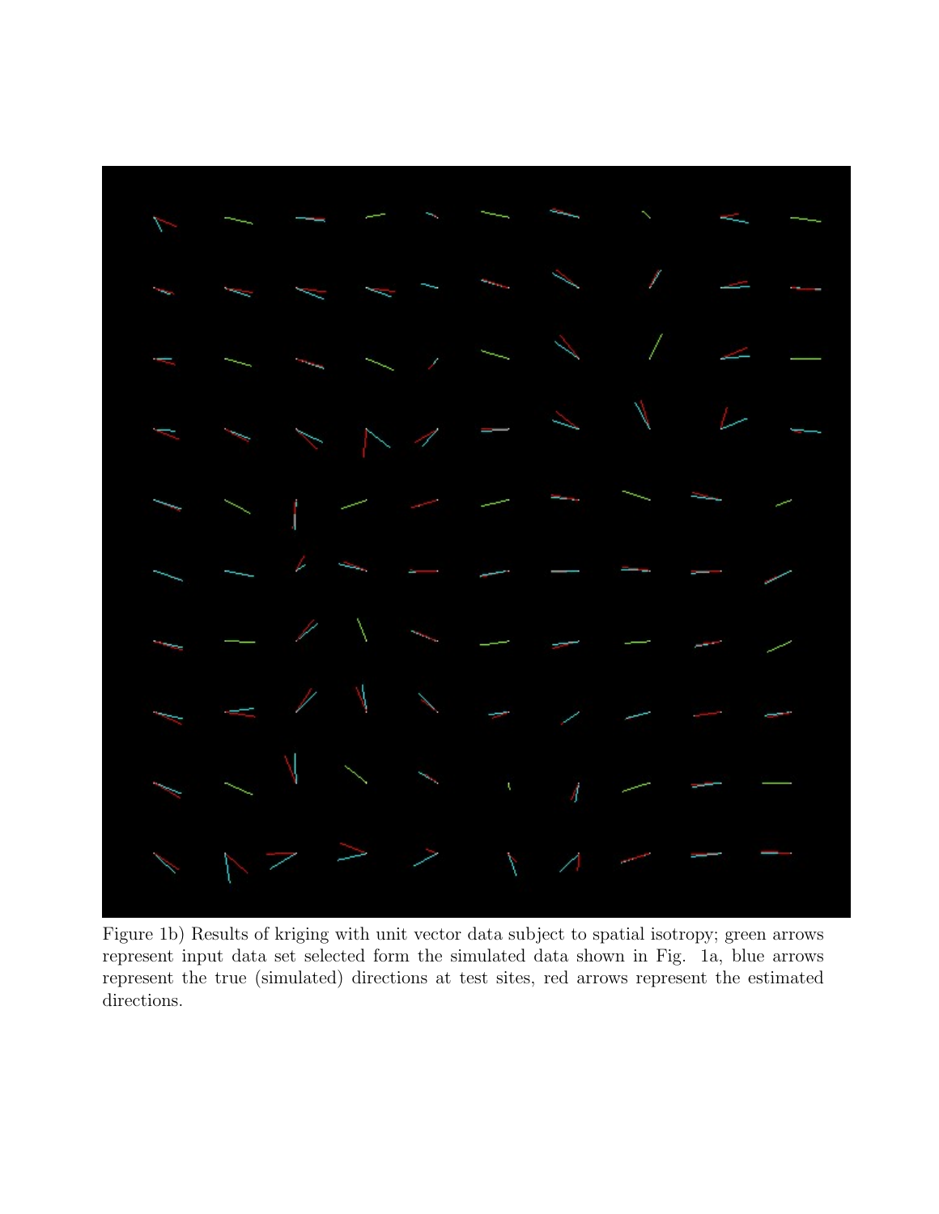Figure 1b) Results of kriging with unit vector data subject to spatial isotropy; green arrows represent input data set selected form the simulated data shown in Fig. 1a, blue arrows represent the true (simulated) directions at test sites, red arrows represent the estimated directions.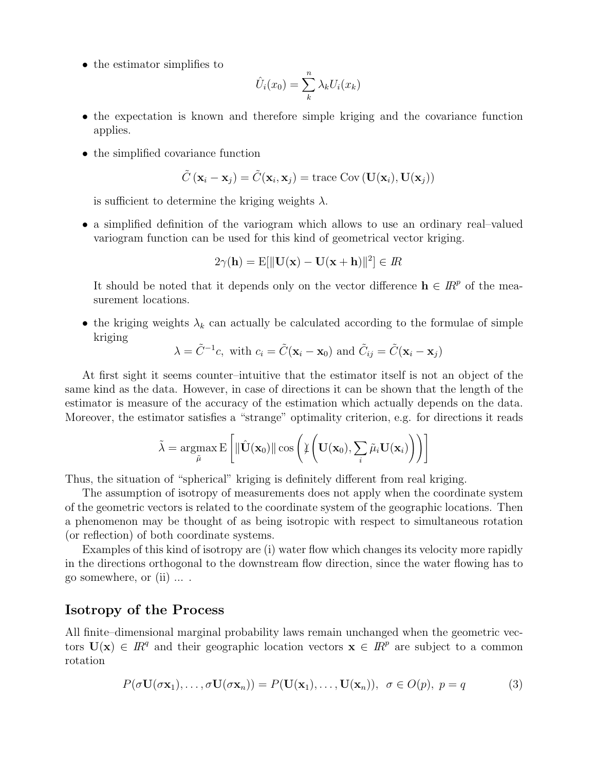- the estimator simplifies to

$$\hat{U}_i(x_0) = \sum_k^n \lambda_k U_i(x_k)$$

- the expectation is known and therefore simple kriging and the covariance function applies.

- the simplified covariance function

$$\tilde{C}\left(\mathbf{x}_i - \mathbf{x}_j\right) = \tilde{C}(\mathbf{x}_i, \mathbf{x}_j) = \text{trace Cov}\left(\mathbf{U}(\mathbf{x}_i), \mathbf{U}(\mathbf{x}_j)\right)$$

  is sufficient to determine the kriging weights $\lambda$.

- a simplified definition of the variogram which allows to use an ordinary real–valued variogram function can be used for this kind of geometrical vector kriging.

$$2\gamma(\mathbf{h}) = \mathrm{E}[\|\mathbf{U}(\mathbf{x}) - \mathbf{U}(\mathbf{x} + \mathbf{h})\|^2] \in I\!R$$

  It should be noted that it depends only on the vector difference $\mathbf{h} \in I\!R^p$ of the measurement locations.

- the kriging weights $\lambda_k$ can actually be calculated according to the formulae of simple kriging

$$\lambda = \tilde{C}^{-1}c, \text{ with } c_i = \tilde{C}(\mathbf{x}_i - \mathbf{x}_0) \text{ and } \tilde{C}_{ij} = \tilde{C}(\mathbf{x}_i - \mathbf{x}_j)$$

At first sight it seems counter–intuitive that the estimator itself is not an object of the same kind as the data. However, in case of directions it can be shown that the length of the estimator is measure of the accuracy of the estimation which actually depends on the data. Moreover, the estimator satisfies a "strange" optimality criterion, e.g. for directions it reads

$$\tilde{\lambda} = \underset{\tilde{\mu}}{\text{argmax}}\, \mathrm{E}\left[\|\hat{\mathbf{U}}(\mathbf{x}_0)\| \cos\left(\measuredangle\left(\mathbf{U}(\mathbf{x}_0), \sum_i \tilde{\mu}_i \mathbf{U}(\mathbf{x}_i)\right)\right)\right]$$

Thus, the situation of "spherical" kriging is definitely different from real kriging.

The assumption of isotropy of measurements does not apply when the coordinate system of the geometric vectors is related to the coordinate system of the geographic locations. Then a phenomenon may be thought of as being isotropic with respect to simultaneous rotation (or reflection) of both coordinate systems.

Examples of this kind of isotropy are (i) water flow which changes its velocity more rapidly in the directions orthogonal to the downstream flow direction, since the water flowing has to go somewhere, or (ii) ... .

## Isotropy of the Process

All finite–dimensional marginal probability laws remain unchanged when the geometric vectors $\mathbf{U}(\mathbf{x}) \in I\!R^q$ and their geographic location vectors $\mathbf{x} \in I\!R^p$ are subject to a common rotation

$$P(\sigma\mathbf{U}(\sigma\mathbf{x}_1), \ldots, \sigma\mathbf{U}(\sigma\mathbf{x}_n)) = P(\mathbf{U}(\mathbf{x}_1), \ldots, \mathbf{U}(\mathbf{x}_n)), \;\; \sigma \in O(p), \; p = q \tag{3}$$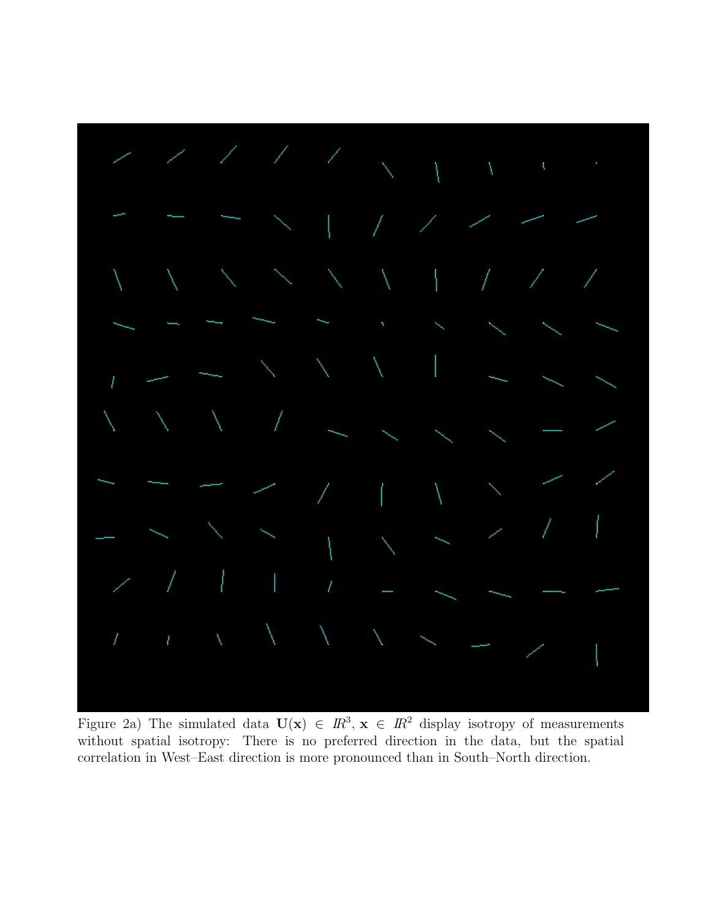Figure 2a) The simulated data $\mathbf{U}(\mathbf{x}) \in I\!R^3$, $\mathbf{x} \in I\!R^2$ display isotropy of measurements without spatial isotropy: There is no preferred direction in the data, but the spatial correlation in West–East direction is more pronounced than in South–North direction.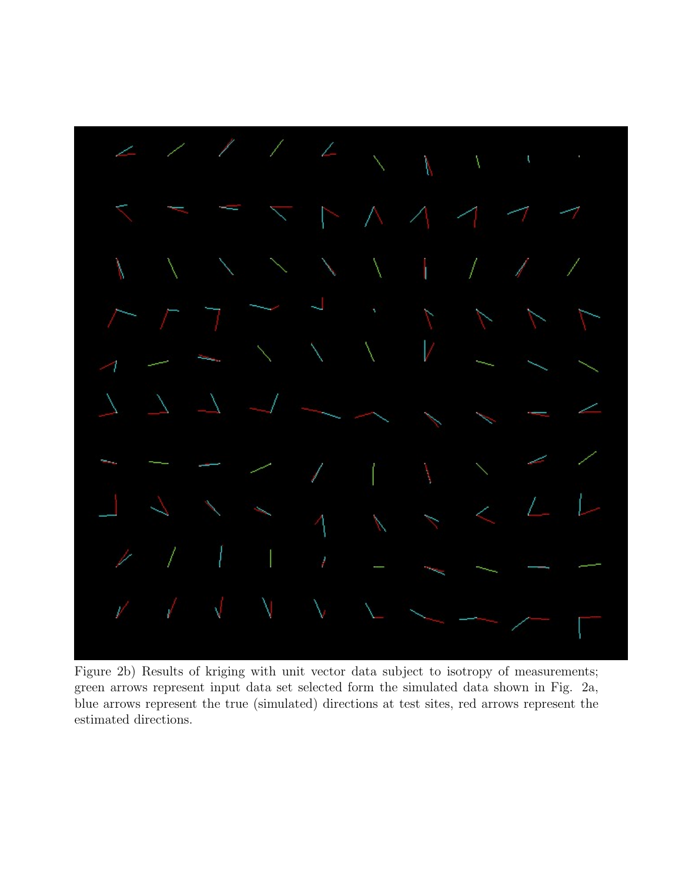Figure 2b) Results of kriging with unit vector data subject to isotropy of measurements; green arrows represent input data set selected form the simulated data shown in Fig. 2a, blue arrows represent the true (simulated) directions at test sites, red arrows represent the estimated directions.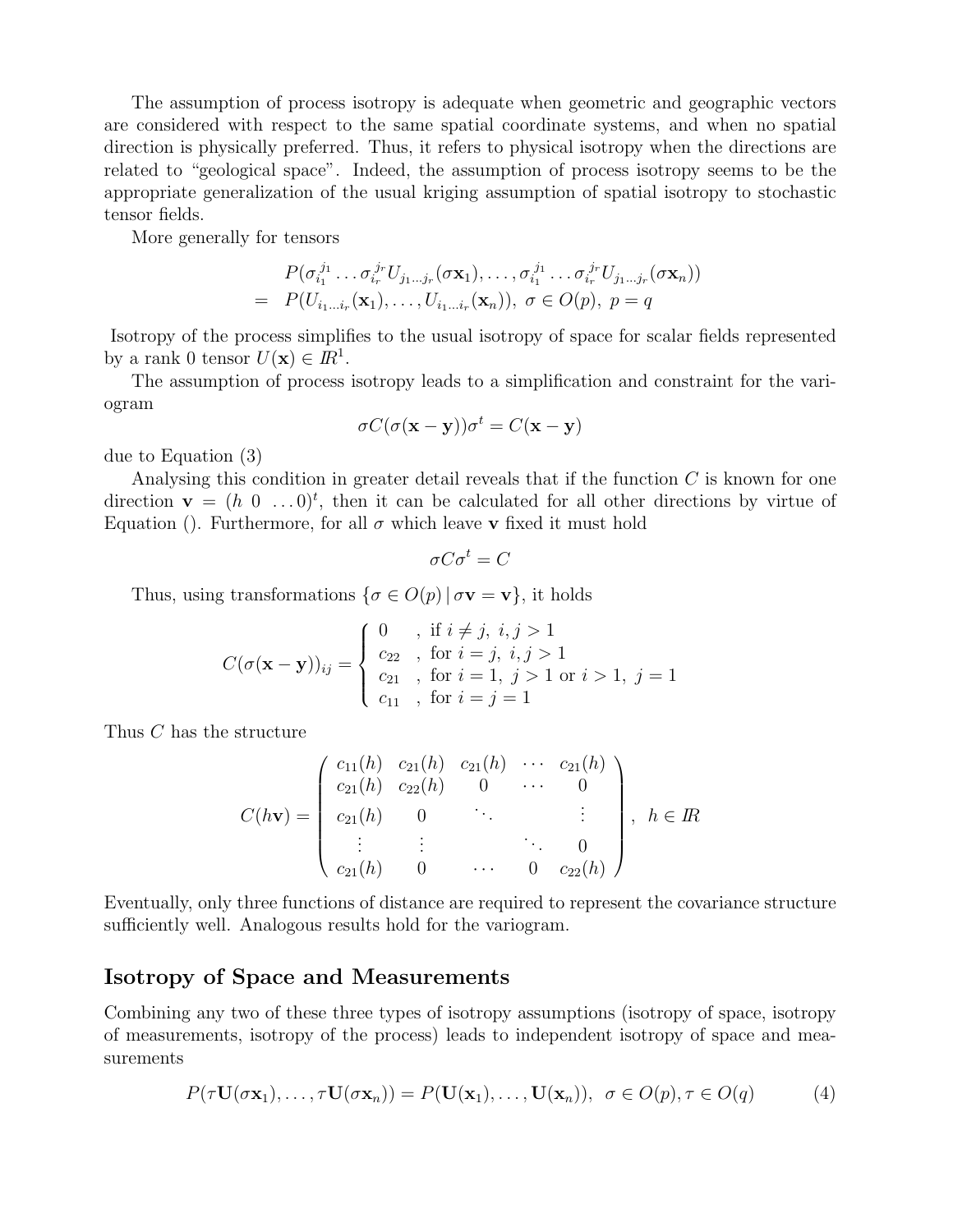The assumption of process isotropy is adequate when geometric and geographic vectors are considered with respect to the same spatial coordinate systems, and when no spatial direction is physically preferred. Thus, it refers to physical isotropy when the directions are related to "geological space". Indeed, the assumption of process isotropy seems to be the appropriate generalization of the usual kriging assumption of spatial isotropy to stochastic tensor fields.

More generally for tensors

$$
\begin{aligned}
& P(\sigma_{i_1}^{j_1}\dots\sigma_{i_r}^{j_r}U_{j_1\dots j_r}(\sigma\mathbf{x}_1),\dots,\sigma_{i_1}^{j_1}\dots\sigma_{i_r}^{j_r}U_{j_1\dots j_r}(\sigma\mathbf{x}_n)) \\
= \;& P(U_{i_1\dots i_r}(\mathbf{x}_1),\dots,U_{i_1\dots i_r}(\mathbf{x}_n)),\; \sigma\in O(p),\; p=q
\end{aligned}
$$

Isotropy of the process simplifies to the usual isotropy of space for scalar fields represented by a rank 0 tensor $U(\mathbf{x}) \in I\!R^1$.

The assumption of process isotropy leads to a simplification and constraint for the variogram

$$
\sigma C(\sigma(\mathbf{x}-\mathbf{y}))\sigma^t = C(\mathbf{x}-\mathbf{y})
$$

due to Equation (3)

Analysing this condition in greater detail reveals that if the function $C$ is known for one direction $\mathbf{v} = (h\ 0\ \dots 0)^t$, then it can be calculated for all other directions by virtue of Equation (). Furthermore, for all $\sigma$ which leave $\mathbf{v}$ fixed it must hold

$$
\sigma C \sigma^t = C
$$

Thus, using transformations $\{\sigma \in O(p)\,|\,\sigma\mathbf{v} = \mathbf{v}\}$, it holds

$$
C(\sigma(\mathbf{x}-\mathbf{y}))_{ij} = \begin{cases} 0 & ,\ \text{if } i \neq j,\ i,j > 1 \\ c_{22} & ,\ \text{for } i = j,\ i,j > 1 \\ c_{21} & ,\ \text{for } i = 1,\ j > 1 \text{ or } i > 1,\ j = 1 \\ c_{11} & ,\ \text{for } i = j = 1 \end{cases}
$$

Thus $C$ has the structure

$$
C(h\mathbf{v}) = \begin{pmatrix} c_{11}(h) & c_{21}(h) & c_{21}(h) & \cdots & c_{21}(h) \\ c_{21}(h) & c_{22}(h) & 0 & \cdots & 0 \\ c_{21}(h) & 0 & \ddots & & \vdots \\ \vdots & \vdots & & \ddots & 0 \\ c_{21}(h) & 0 & \cdots & 0 & c_{22}(h) \end{pmatrix},\ h \in I\!R
$$

Eventually, only three functions of distance are required to represent the covariance structure sufficiently well. Analogous results hold for the variogram.

## Isotropy of Space and Measurements

Combining any two of these three types of isotropy assumptions (isotropy of space, isotropy of measurements, isotropy of the process) leads to independent isotropy of space and measurements

$$
P(\tau\mathbf{U}(\sigma\mathbf{x}_1),\dots,\tau\mathbf{U}(\sigma\mathbf{x}_n)) = P(\mathbf{U}(\mathbf{x}_1),\dots,\mathbf{U}(\mathbf{x}_n)),\ \ \sigma\in O(p), \tau \in O(q) \tag{4}
$$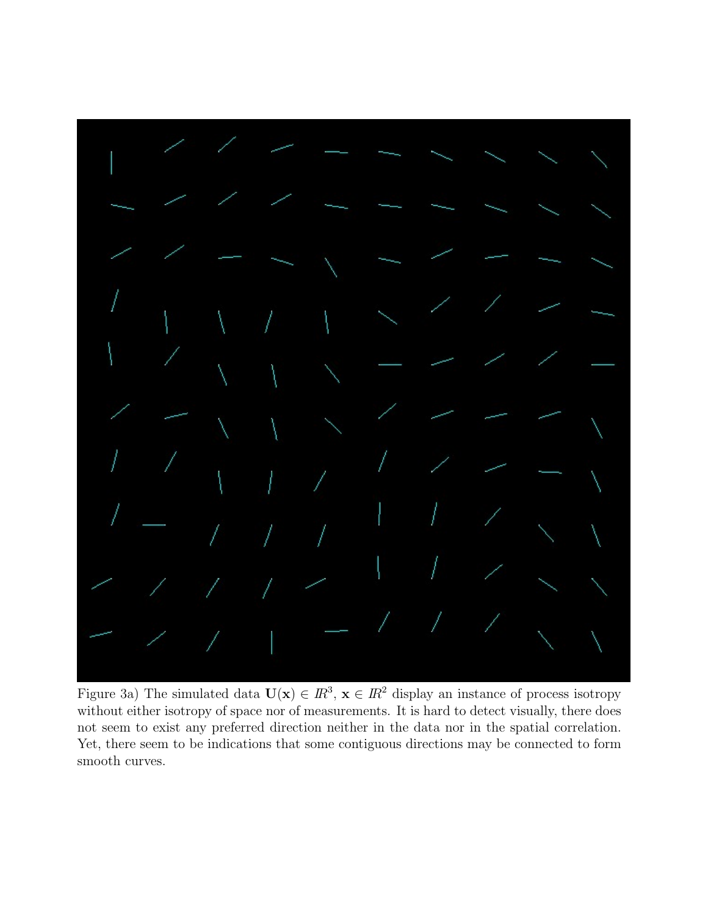Figure 3a) The simulated data $\mathbf{U}(\mathbf{x}) \in I\!R^3$, $\mathbf{x} \in I\!R^2$ display an instance of process isotropy without either isotropy of space nor of measurements. It is hard to detect visually, there does not seem to exist any preferred direction neither in the data nor in the spatial correlation. Yet, there seem to be indications that some contiguous directions may be connected to form smooth curves.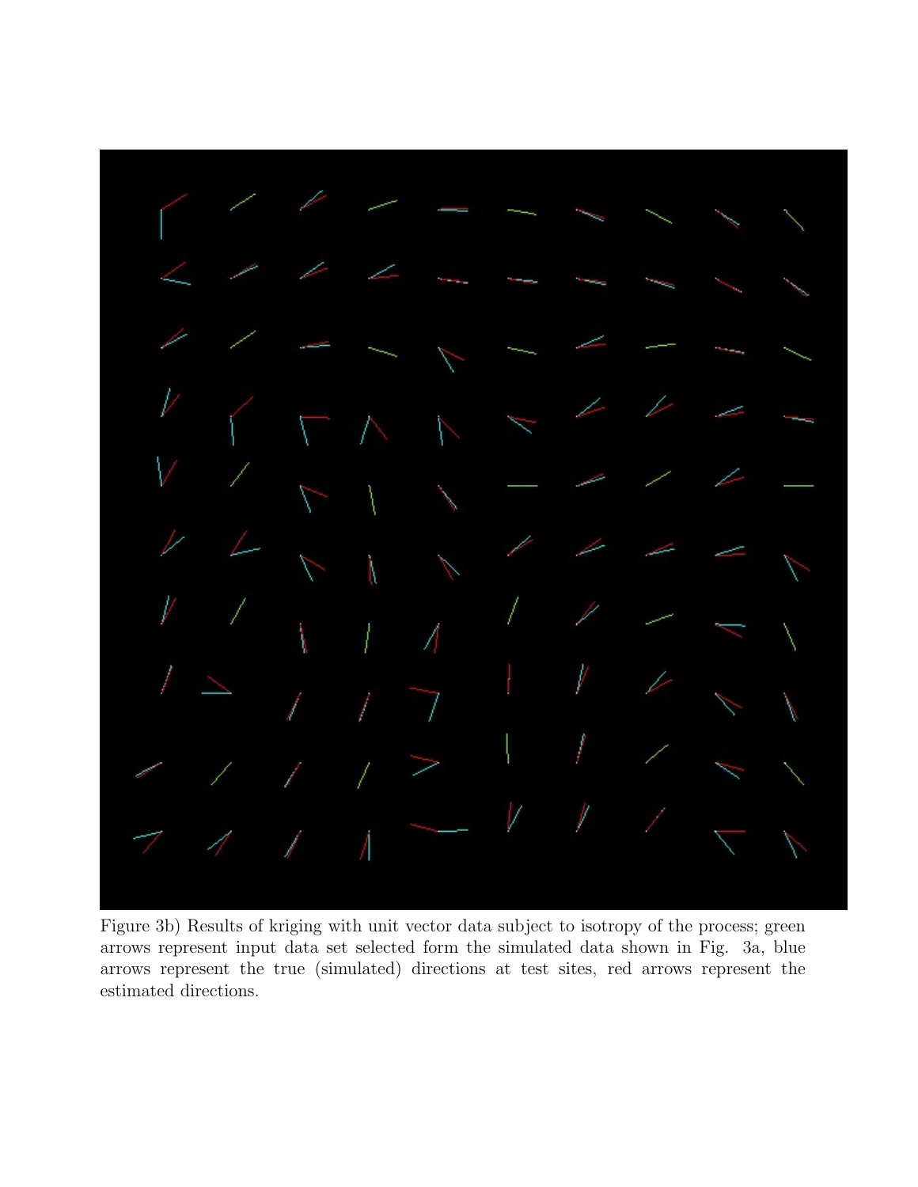Figure 3b) Results of kriging with unit vector data subject to isotropy of the process; green arrows represent input data set selected form the simulated data shown in Fig. 3a, blue arrows represent the true (simulated) directions at test sites, red arrows represent the estimated directions.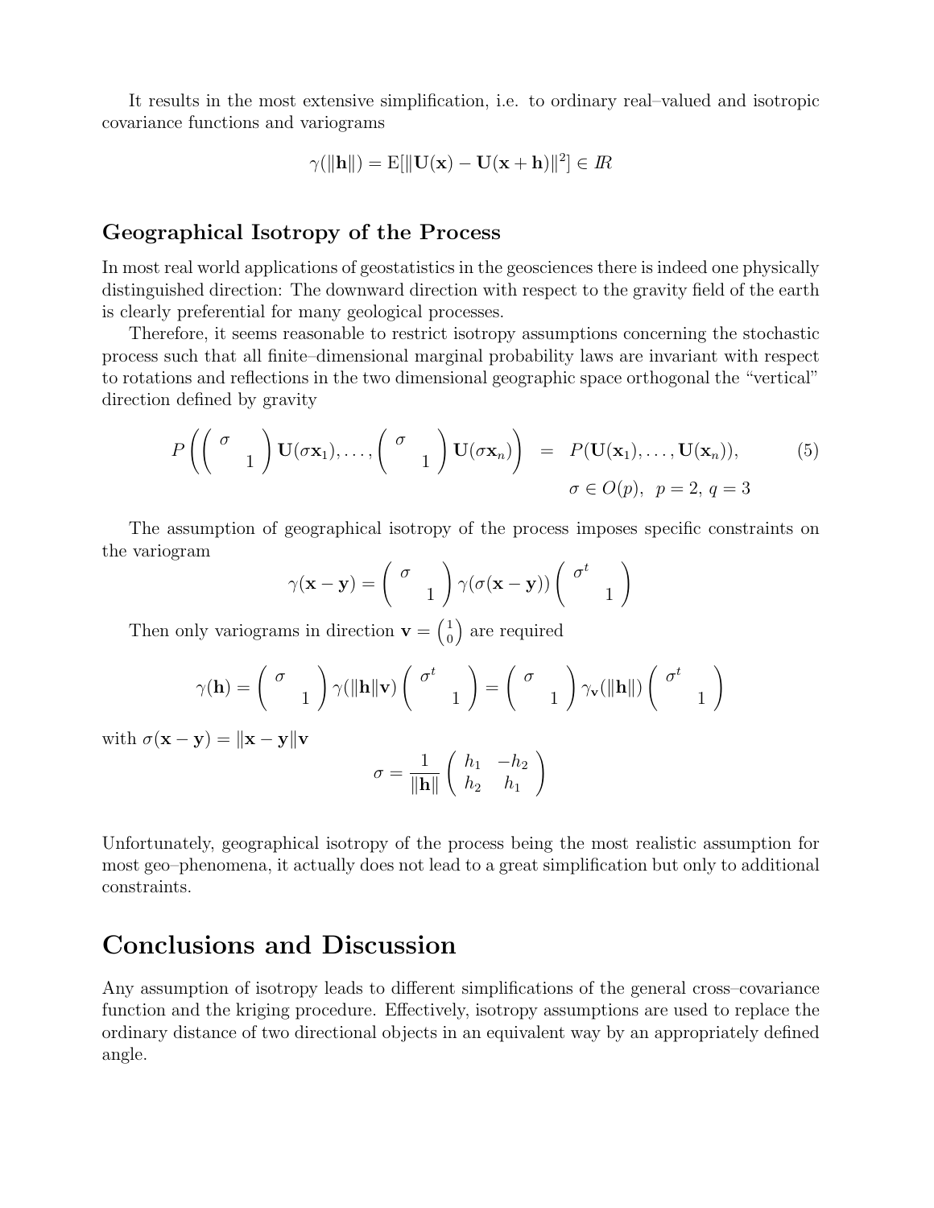It results in the most extensive simplification, i.e. to ordinary real–valued and isotropic covariance functions and variograms

$$\gamma(\|\mathbf{h}\|) = \mathrm{E}[\|\mathbf{U}(\mathbf{x}) - \mathbf{U}(\mathbf{x}+\mathbf{h})\|^2] \in I\!R$$

### Geographical Isotropy of the Process

In most real world applications of geostatistics in the geosciences there is indeed one physically distinguished direction: The downward direction with respect to the gravity field of the earth is clearly preferential for many geological processes.

Therefore, it seems reasonable to restrict isotropy assumptions concerning the stochastic process such that all finite–dimensional marginal probability laws are invariant with respect to rotations and reflections in the two dimensional geographic space orthogonal the "vertical" direction defined by gravity

$$\begin{aligned} P\left(\begin{pmatrix} \sigma & \\ & 1 \end{pmatrix}\mathbf{U}(\sigma\mathbf{x}_1), \ldots, \begin{pmatrix} \sigma & \\ & 1 \end{pmatrix}\mathbf{U}(\sigma\mathbf{x}_n)\right) &= P(\mathbf{U}(\mathbf{x}_1), \ldots, \mathbf{U}(\mathbf{x}_n)), \\ & \quad \sigma \in O(p), \ \ p = 2, \, q = 3 \end{aligned} \tag{5}$$

The assumption of geographical isotropy of the process imposes specific constraints on the variogram

$$\gamma(\mathbf{x}-\mathbf{y}) = \begin{pmatrix} \sigma & \\ & 1 \end{pmatrix} \gamma(\sigma(\mathbf{x}-\mathbf{y})) \begin{pmatrix} \sigma^t & \\ & 1 \end{pmatrix}$$

Then only variograms in direction $\mathbf{v} = \binom{1}{0}$ are required

$$\gamma(\mathbf{h}) = \begin{pmatrix} \sigma & \\ & 1 \end{pmatrix} \gamma(\|\mathbf{h}\|\mathbf{v}) \begin{pmatrix} \sigma^t & \\ & 1 \end{pmatrix} = \begin{pmatrix} \sigma & \\ & 1 \end{pmatrix} \gamma_{\mathbf{v}}(\|\mathbf{h}\|) \begin{pmatrix} \sigma^t & \\ & 1 \end{pmatrix}$$

with $\sigma(\mathbf{x}-\mathbf{y}) = \|\mathbf{x}-\mathbf{y}\|\mathbf{v}$

$$\sigma = \frac{1}{\|\mathbf{h}\|} \begin{pmatrix} h_1 & -h_2 \\ h_2 & h_1 \end{pmatrix}$$

Unfortunately, geographical isotropy of the process being the most realistic assumption for most geo–phenomena, it actually does not lead to a great simplification but only to additional constraints.

## Conclusions and Discussion

Any assumption of isotropy leads to different simplifications of the general cross–covariance function and the kriging procedure. Effectively, isotropy assumptions are used to replace the ordinary distance of two directional objects in an equivalent way by an appropriately defined angle.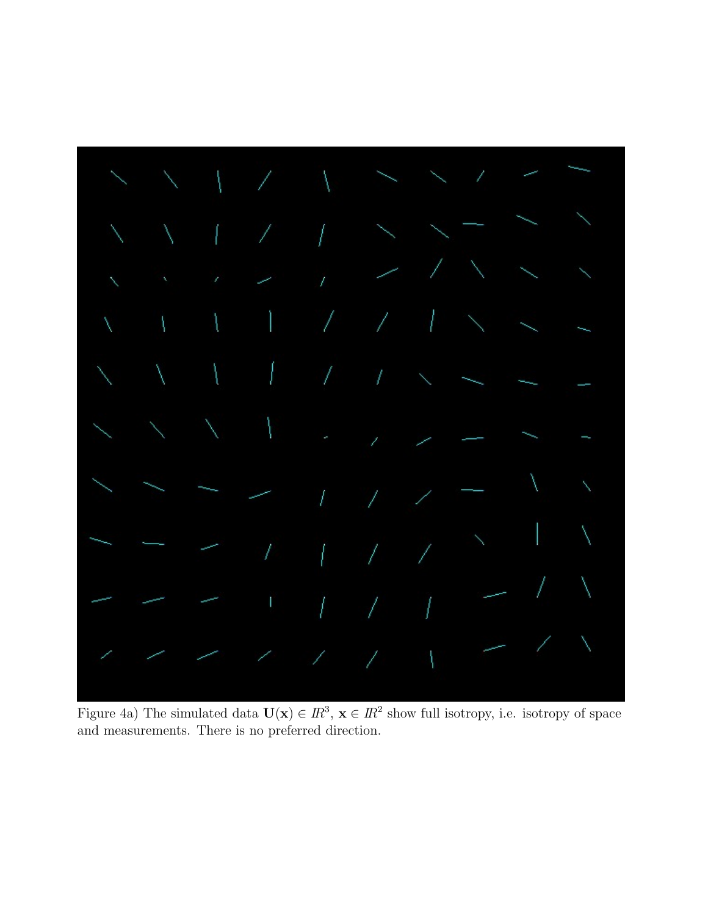Figure 4a) The simulated data $\mathbf{U}(\mathbf{x}) \in I\!R^3$, $\mathbf{x} \in I\!R^2$ show full isotropy, i.e. isotropy of space and measurements. There is no preferred direction.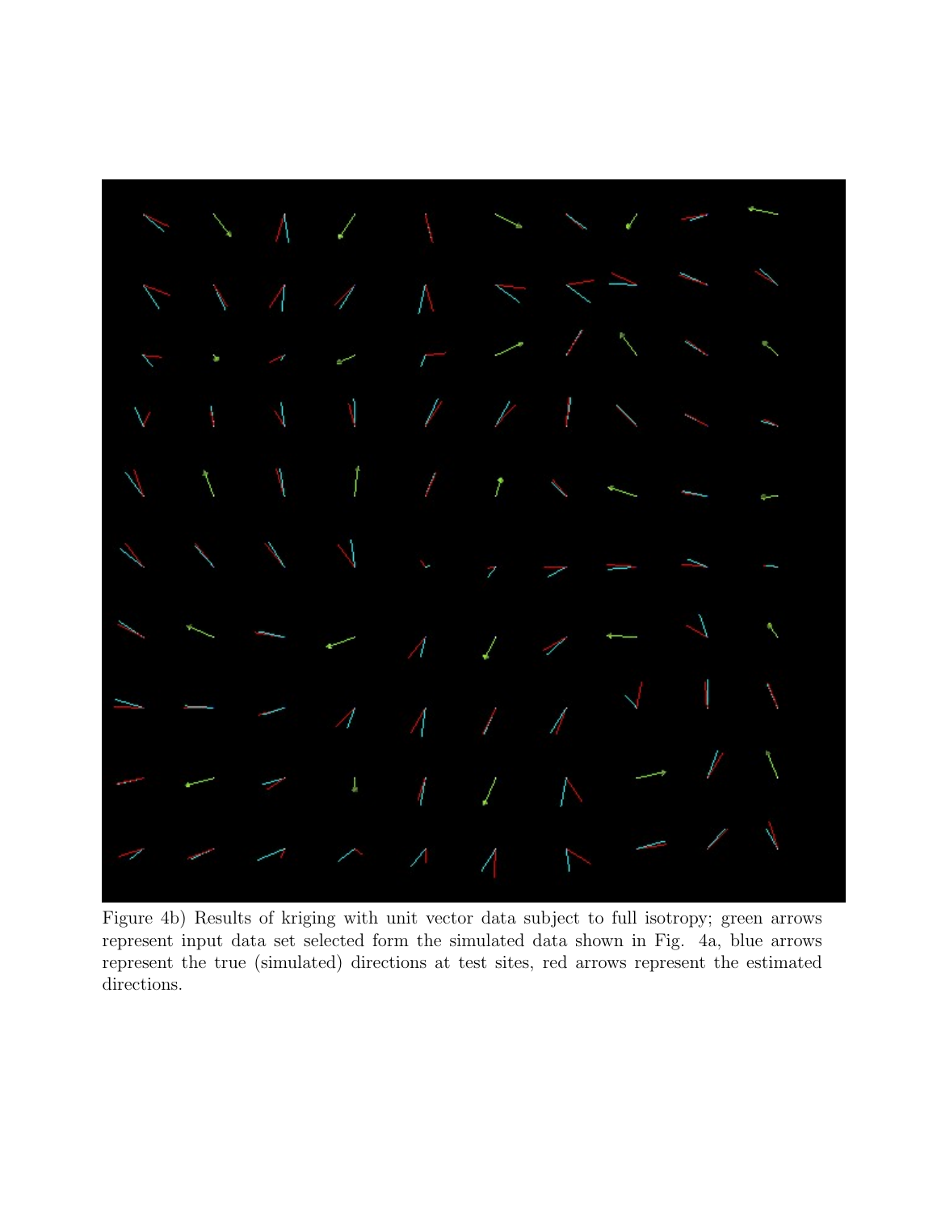Figure 4b) Results of kriging with unit vector data subject to full isotropy; green arrows represent input data set selected form the simulated data shown in Fig. 4a, blue arrows represent the true (simulated) directions at test sites, red arrows represent the estimated directions.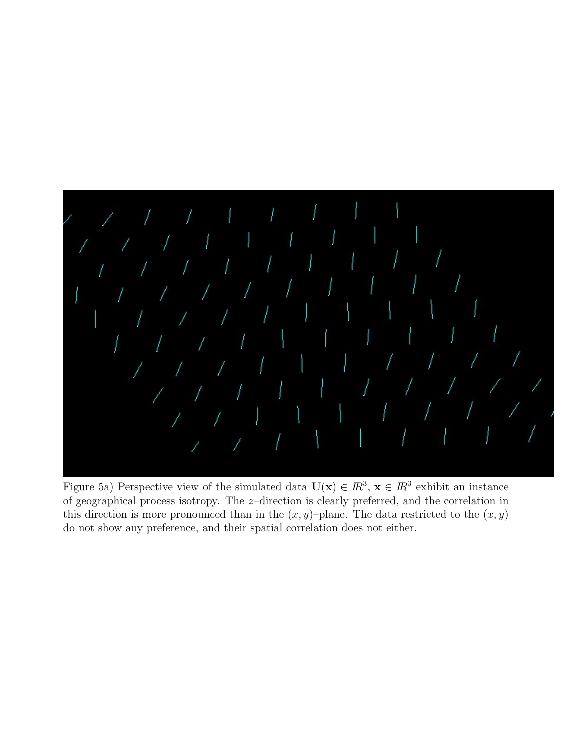Figure 5a) Perspective view of the simulated data $\mathbf{U}(\mathbf{x}) \in I\!R^3$, $\mathbf{x} \in I\!R^3$ exhibit an instance of geographical process isotropy. The $z$–direction is clearly preferred, and the correlation in this direction is more pronounced than in the $(x, y)$–plane. The data restricted to the $(x, y)$ do not show any preference, and their spatial correlation does not either.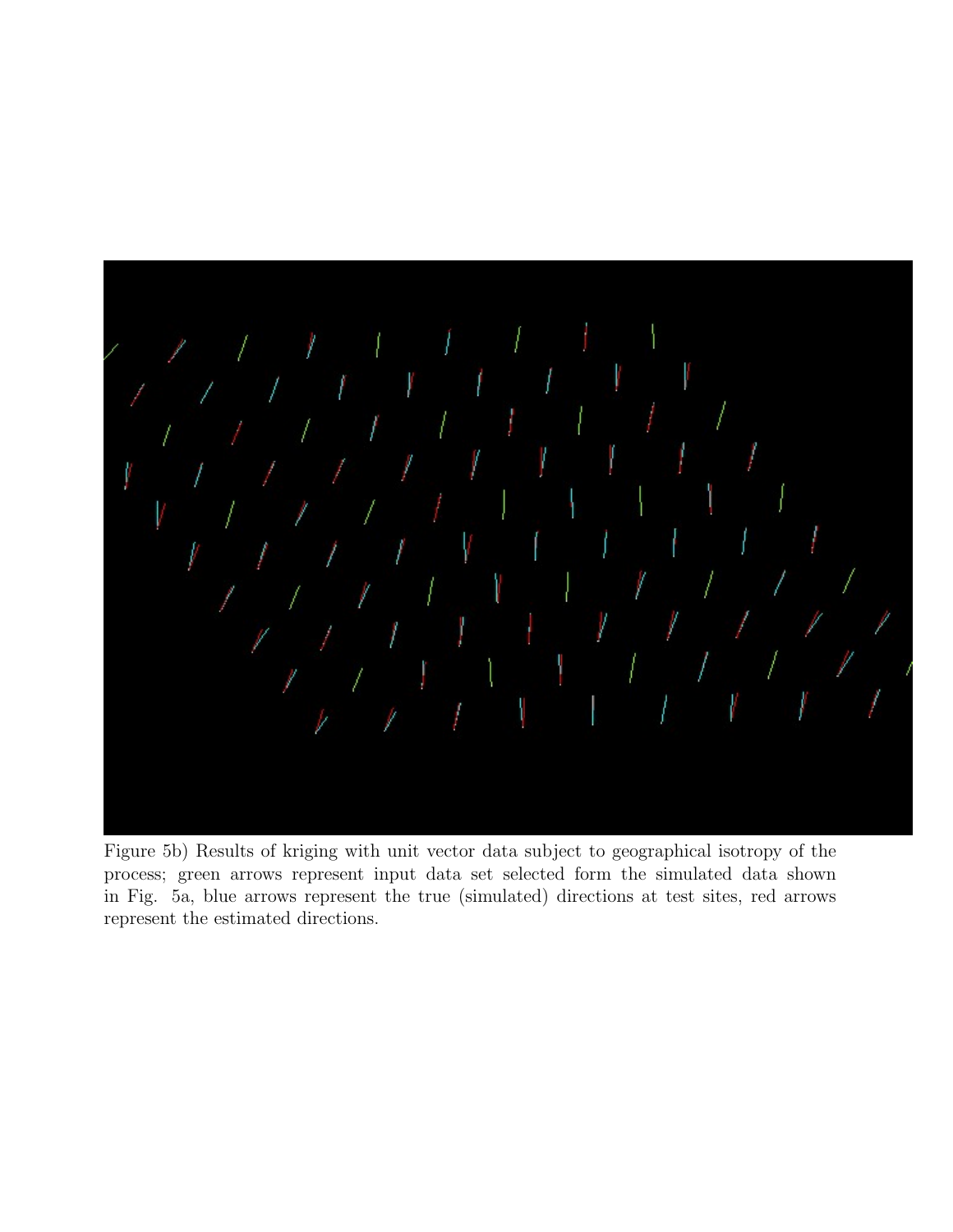Figure 5b) Results of kriging with unit vector data subject to geographical isotropy of the process; green arrows represent input data set selected form the simulated data shown in Fig. 5a, blue arrows represent the true (simulated) directions at test sites, red arrows represent the estimated directions.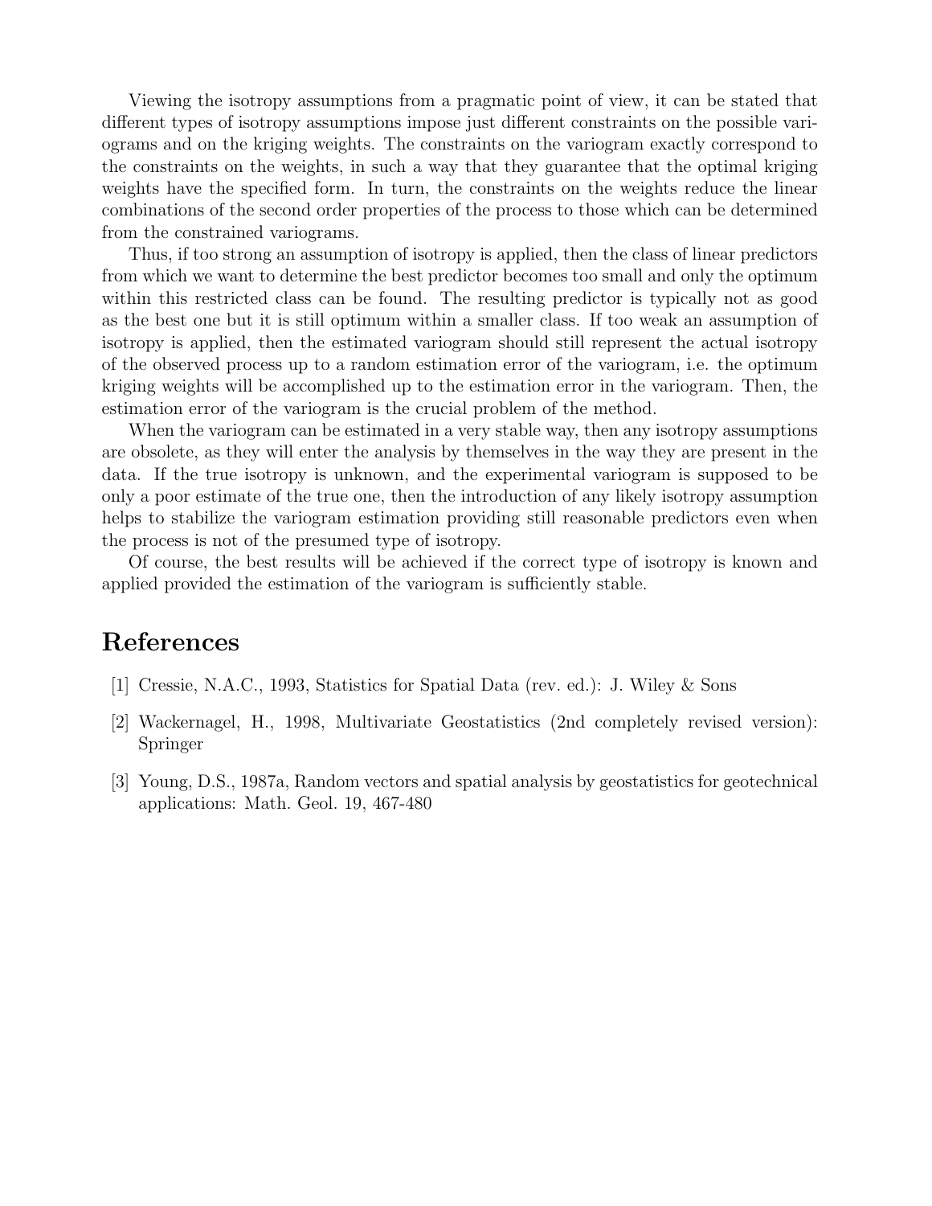Viewing the isotropy assumptions from a pragmatic point of view, it can be stated that different types of isotropy assumptions impose just different constraints on the possible variograms and on the kriging weights. The constraints on the variogram exactly correspond to the constraints on the weights, in such a way that they guarantee that the optimal kriging weights have the specified form. In turn, the constraints on the weights reduce the linear combinations of the second order properties of the process to those which can be determined from the constrained variograms.

Thus, if too strong an assumption of isotropy is applied, then the class of linear predictors from which we want to determine the best predictor becomes too small and only the optimum within this restricted class can be found. The resulting predictor is typically not as good as the best one but it is still optimum within a smaller class. If too weak an assumption of isotropy is applied, then the estimated variogram should still represent the actual isotropy of the observed process up to a random estimation error of the variogram, i.e. the optimum kriging weights will be accomplished up to the estimation error in the variogram. Then, the estimation error of the variogram is the crucial problem of the method.

When the variogram can be estimated in a very stable way, then any isotropy assumptions are obsolete, as they will enter the analysis by themselves in the way they are present in the data. If the true isotropy is unknown, and the experimental variogram is supposed to be only a poor estimate of the true one, then the introduction of any likely isotropy assumption helps to stabilize the variogram estimation providing still reasonable predictors even when the process is not of the presumed type of isotropy.

Of course, the best results will be achieved if the correct type of isotropy is known and applied provided the estimation of the variogram is sufficiently stable.

# References

[1] Cressie, N.A.C., 1993, Statistics for Spatial Data (rev. ed.): J. Wiley & Sons

[2] Wackernagel, H., 1998, Multivariate Geostatistics (2nd completely revised version): Springer

[3] Young, D.S., 1987a, Random vectors and spatial analysis by geostatistics for geotechnical applications: Math. Geol. 19, 467-480